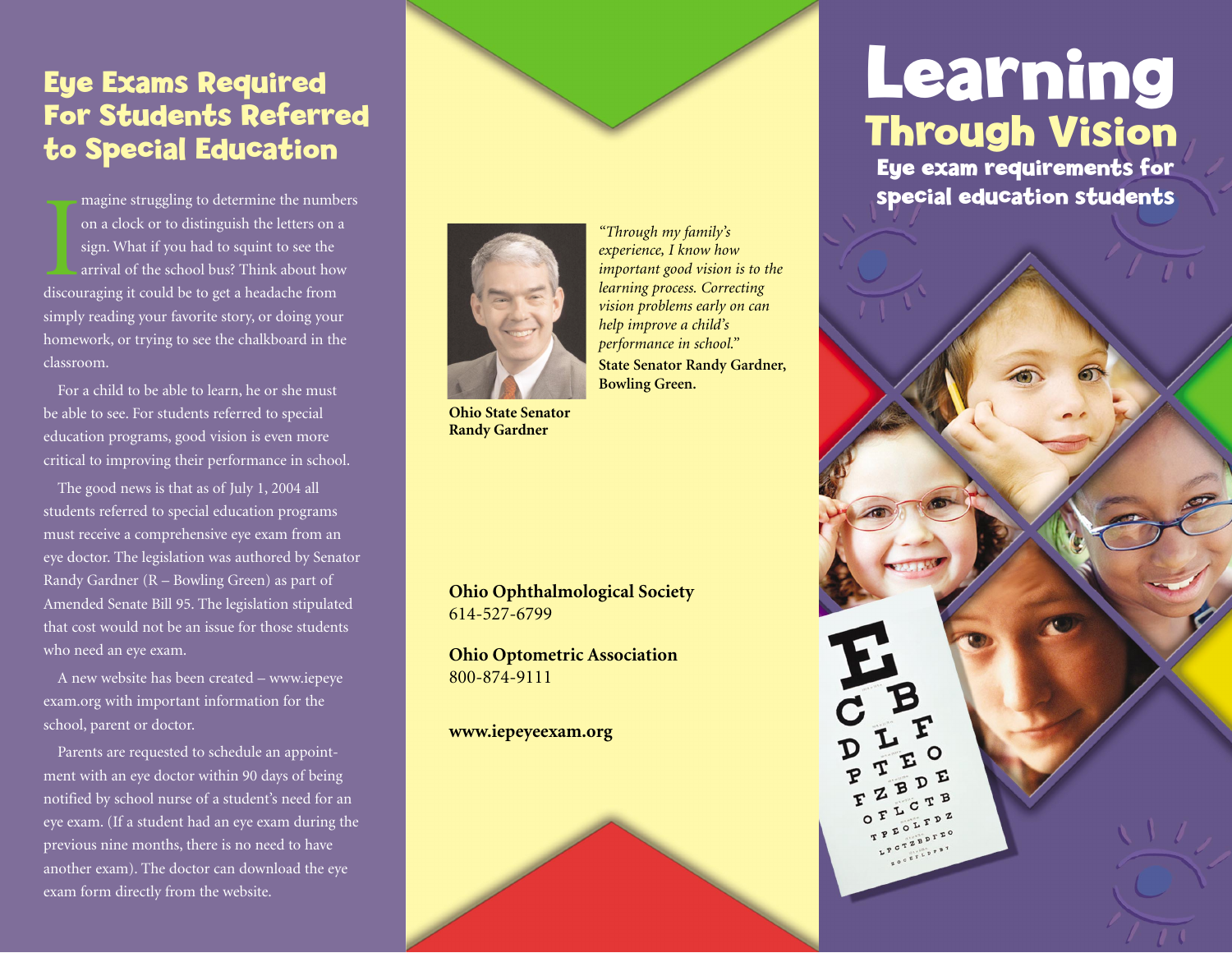## Eye Exams Required For Students Referred to Special Education

Imagine struggling to determine the numbers on a clock or to distinguish the letters on a sign. What if you had to squint to see the arrival of the school bus? Think about how discouraging it could be to get a headache from simply reading your favorite story, or doing your homework, or trying to see the chalkboard in the classroom.

For a child to be able to learn, he or she must be able to see. For students referred to special education programs, good vision is even more critical to improving their performance in school.

The good news is that as of July 1, 2004 all students referred to special education programs must receive a comprehensive eye exam from an eye doctor. The legislation was authored by Senator Randy Gardner (R – Bowling Green) as part of Amended Senate Bill 95. The legislation stipulated that cost would not be an issue for those students who need an eye exam.

A new website has been created – www.iepeyeexam.org with important information for the school, parent or doctor.

Parents are requested to schedule an appointment with an eye doctor within 90 days of being notified by school nurse of a student's need for an eye exam. (If a student had an eye exam during the previous nine months, there is no need to have another exam). The doctor can download the eye exam form directly from the website.

*"Through my family's experience, I know how important good vision is to the learning process. Correcting vision problems early on can help improve a child's performance in school."*
**State Senator Randy Gardner, Bowling Green.**

**Ohio State Senator Randy Gardner**

**Ohio Ophthalmological Society**
614-527-6799

**Ohio Optometric Association**
800-874-9111

**www.iepeyeexam.org**

# Learning Through Vision

### Eye exam requirements for special education students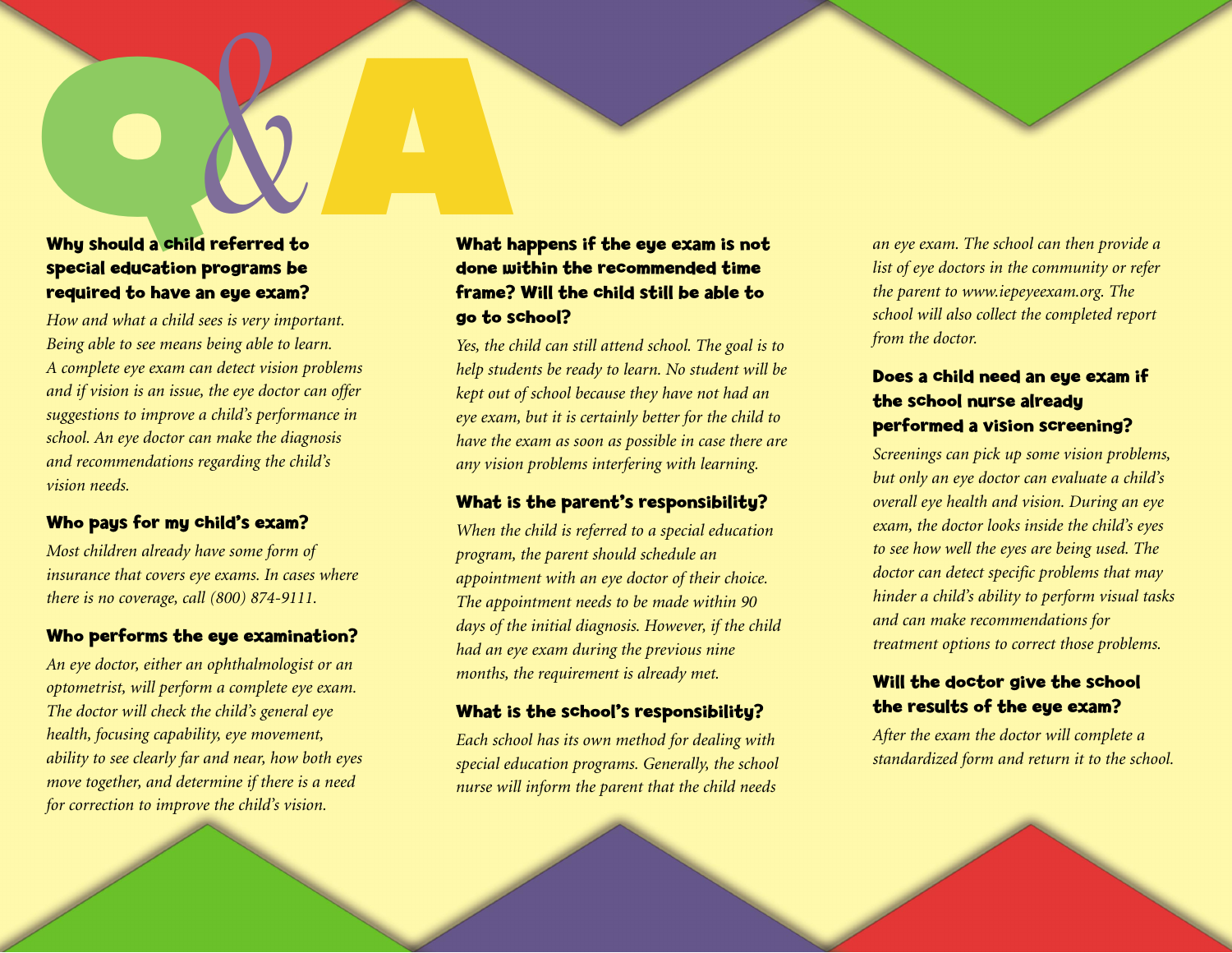# Q&A

### Why should a child referred to special education programs be required to have an eye exam?

*How and what a child sees is very important. Being able to see means being able to learn. A complete eye exam can detect vision problems and if vision is an issue, the eye doctor can offer suggestions to improve a child's performance in school. An eye doctor can make the diagnosis and recommendations regarding the child's vision needs.*

### Who pays for my child's exam?

*Most children already have some form of insurance that covers eye exams. In cases where there is no coverage, call (800) 874-9111.*

### Who performs the eye examination?

*An eye doctor, either an ophthalmologist or an optometrist, will perform a complete eye exam. The doctor will check the child's general eye health, focusing capability, eye movement, ability to see clearly far and near, how both eyes move together, and determine if there is a need for correction to improve the child's vision.*

### What happens if the eye exam is not done within the recommended time frame? Will the child still be able to go to school?

*Yes, the child can still attend school. The goal is to help students be ready to learn. No student will be kept out of school because they have not had an eye exam, but it is certainly better for the child to have the exam as soon as possible in case there are any vision problems interfering with learning.*

### What is the parent's responsibility?

*When the child is referred to a special education program, the parent should schedule an appointment with an eye doctor of their choice. The appointment needs to be made within 90 days of the initial diagnosis. However, if the child had an eye exam during the previous nine months, the requirement is already met.*

### What is the school's responsibility?

*Each school has its own method for dealing with special education programs. Generally, the school nurse will inform the parent that the child needs an eye exam. The school can then provide a list of eye doctors in the community or refer the parent to www.iepeyeexam.org. The school will also collect the completed report from the doctor.*

### Does a child need an eye exam if the school nurse already performed a vision screening?

*Screenings can pick up some vision problems, but only an eye doctor can evaluate a child's overall eye health and vision. During an eye exam, the doctor looks inside the child's eyes to see how well the eyes are being used. The doctor can detect specific problems that may hinder a child's ability to perform visual tasks and can make recommendations for treatment options to correct those problems.*

### Will the doctor give the school the results of the eye exam?

*After the exam the doctor will complete a standardized form and return it to the school.*